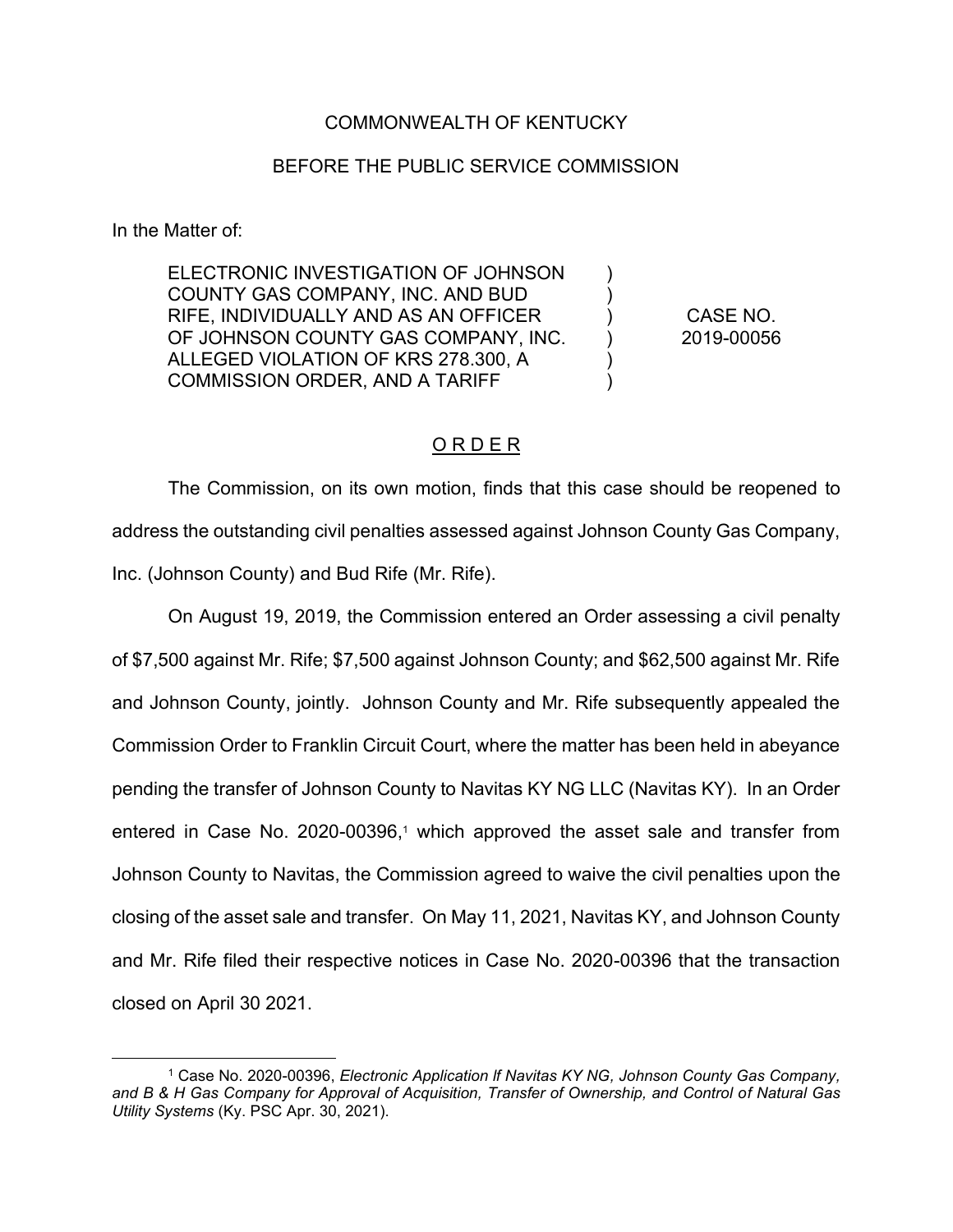COMMONWEALTH OF KENTUCKY

BEFORE THE PUBLIC SERVICE COMMISSION

In the Matter of:

| | | |
|---|---|---|
| ELECTRONIC INVESTIGATION OF JOHNSON COUNTY GAS COMPANY, INC. AND BUD RIFE, INDIVIDUALLY AND AS AN OFFICER OF JOHNSON COUNTY GAS COMPANY, INC. ALLEGED VIOLATION OF KRS 278.300, A COMMISSION ORDER, AND A TARIFF | ) | CASE NO. 2019-00056 |

## ORDER

The Commission, on its own motion, finds that this case should be reopened to address the outstanding civil penalties assessed against Johnson County Gas Company, Inc. (Johnson County) and Bud Rife (Mr. Rife).

On August 19, 2019, the Commission entered an Order assessing a civil penalty of $7,500 against Mr. Rife; $7,500 against Johnson County; and $62,500 against Mr. Rife and Johnson County, jointly. Johnson County and Mr. Rife subsequently appealed the Commission Order to Franklin Circuit Court, where the matter has been held in abeyance pending the transfer of Johnson County to Navitas KY NG LLC (Navitas KY). In an Order entered in Case No. 2020-00396,[1] which approved the asset sale and transfer from Johnson County to Navitas, the Commission agreed to waive the civil penalties upon the closing of the asset sale and transfer. On May 11, 2021, Navitas KY, and Johnson County and Mr. Rife filed their respective notices in Case No. 2020-00396 that the transaction closed on April 30 2021.

[1] Case No. 2020-00396, *Electronic Application lf Navitas KY NG, Johnson County Gas Company, and B & H Gas Company for Approval of Acquisition, Transfer of Ownership, and Control of Natural Gas Utility Systems* (Ky. PSC Apr. 30, 2021).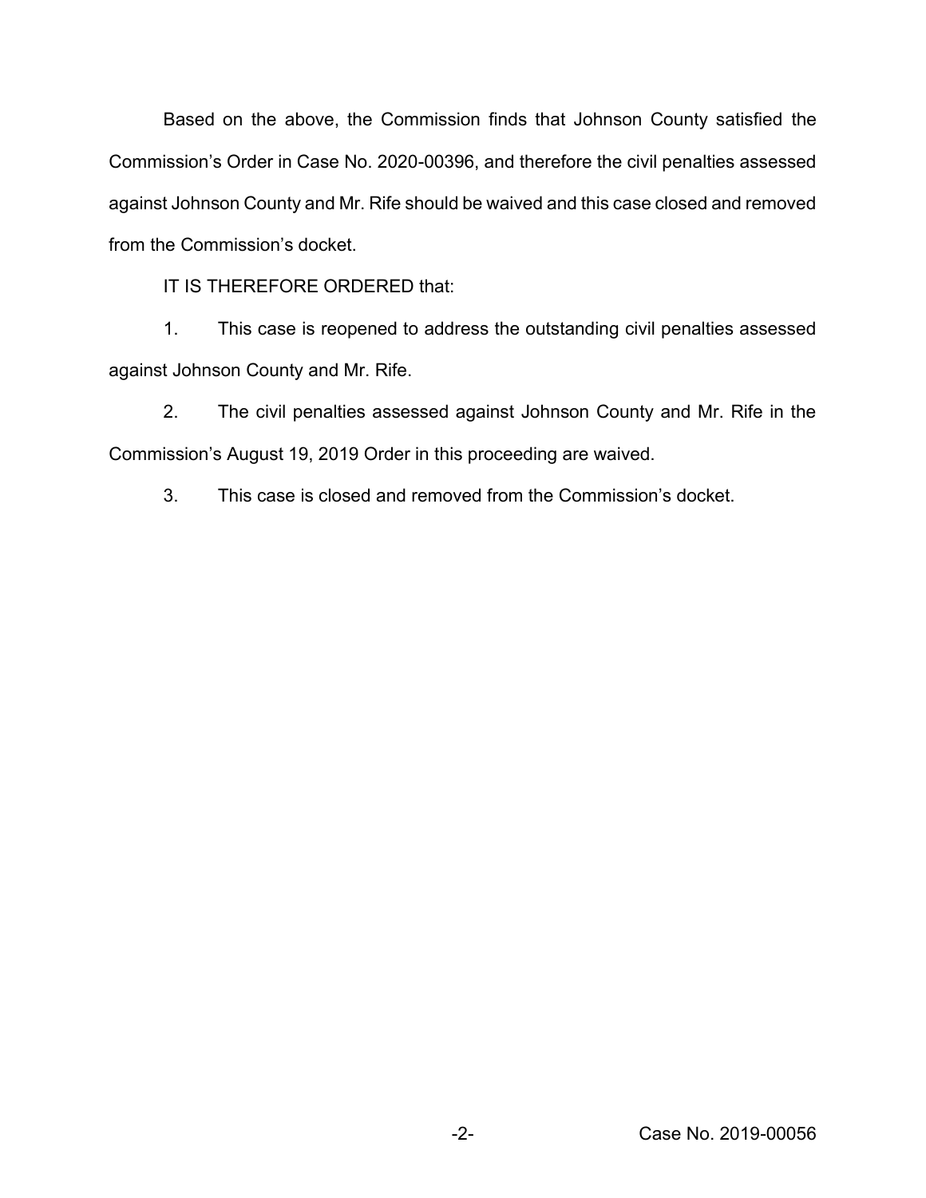Based on the above, the Commission finds that Johnson County satisfied the Commission's Order in Case No. 2020-00396, and therefore the civil penalties assessed against Johnson County and Mr. Rife should be waived and this case closed and removed from the Commission's docket.

IT IS THEREFORE ORDERED that:

1. This case is reopened to address the outstanding civil penalties assessed against Johnson County and Mr. Rife.

2. The civil penalties assessed against Johnson County and Mr. Rife in the Commission's August 19, 2019 Order in this proceeding are waived.

3. This case is closed and removed from the Commission's docket.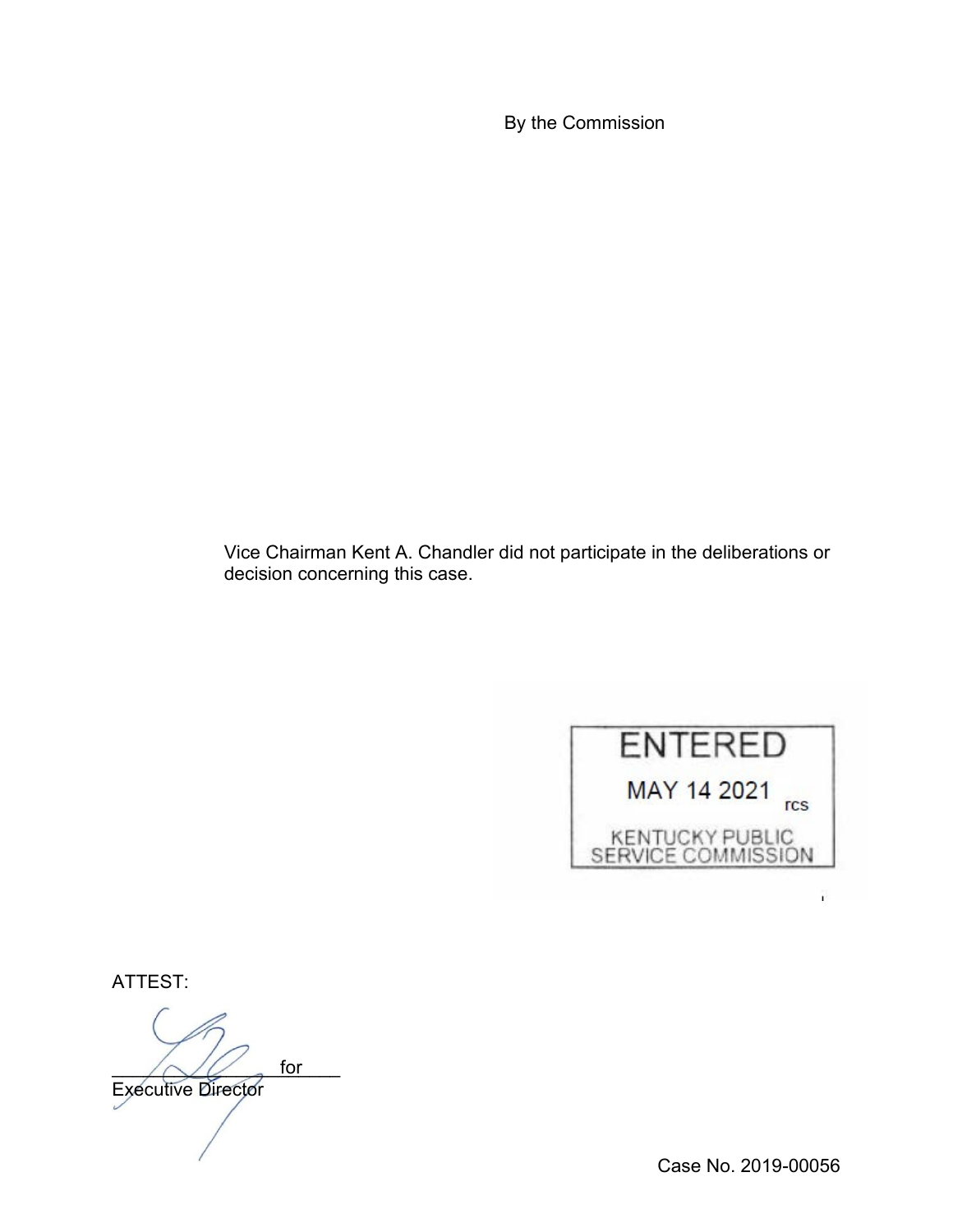By the Commission

Vice Chairman Kent A. Chandler did not participate in the deliberations or decision concerning this case.

ENTERED

MAY 14 2021 rcs

KENTUCKY PUBLIC SERVICE COMMISSION

ATTEST:

\_\_\_\_\_\_\_\_\_\_\_\_\_\_\_\_ for

Executive Director

Case No. 2019-00056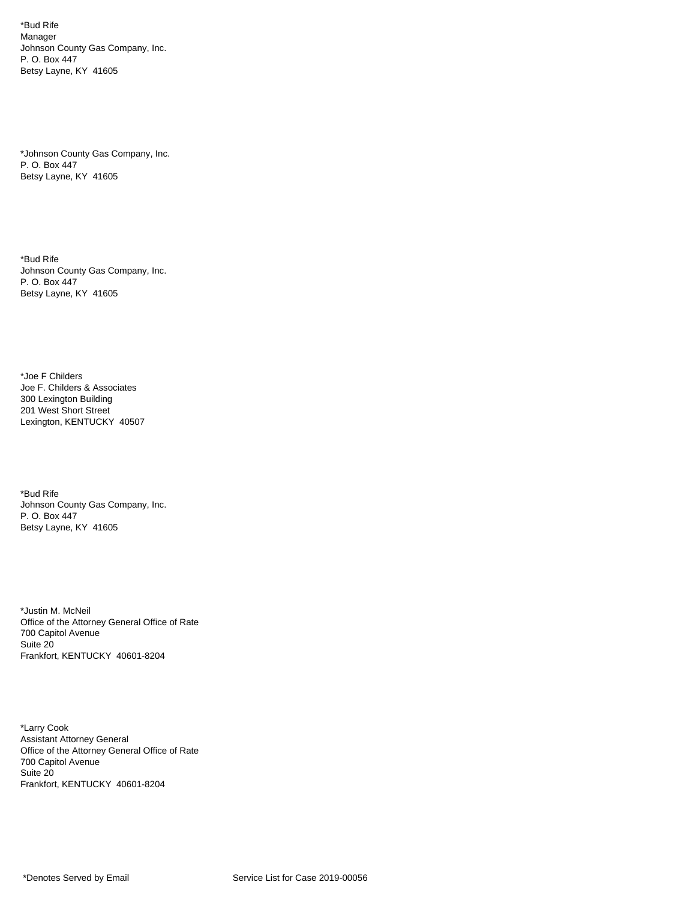*Bud Rife
Manager
Johnson County Gas Company, Inc.
P. O. Box 447
Betsy Layne, KY  41605

*Johnson County Gas Company, Inc.
P. O. Box 447
Betsy Layne, KY  41605

*Bud Rife
Johnson County Gas Company, Inc.
P. O. Box 447
Betsy Layne, KY  41605

*Joe F Childers
Joe F. Childers & Associates
300 Lexington Building
201 West Short Street
Lexington, KENTUCKY  40507

*Bud Rife
Johnson County Gas Company, Inc.
P. O. Box 447
Betsy Layne, KY  41605

*Justin M. McNeil
Office of the Attorney General Office of Rate
700 Capitol Avenue
Suite 20
Frankfort, KENTUCKY  40601-8204

*Larry Cook
Assistant Attorney General
Office of the Attorney General Office of Rate
700 Capitol Avenue
Suite 20
Frankfort, KENTUCKY  40601-8204

*Denotes Served by Email

Service List for Case 2019-00056